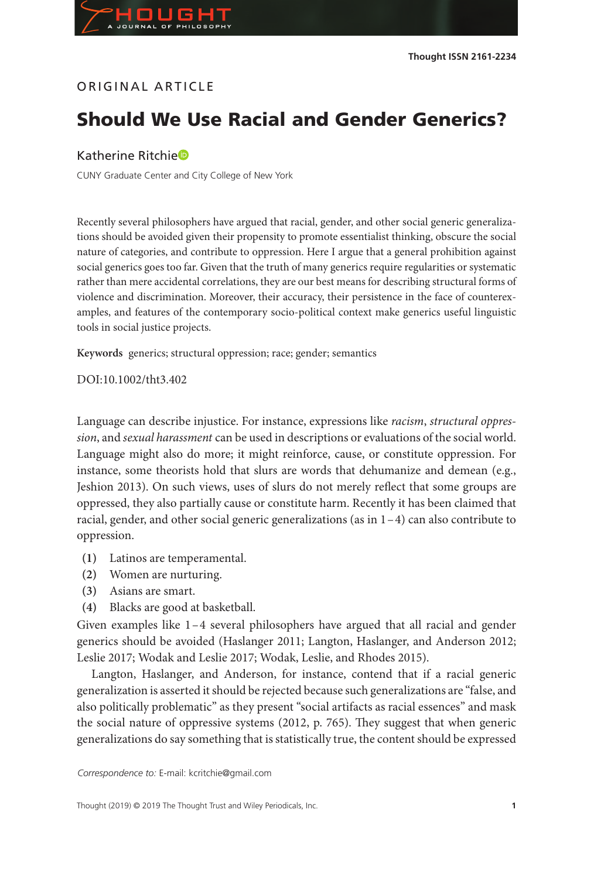ORIGINAL ARTICLE

# Should We Use Racial and Gender Generics?

Katherine Ritchie

CUNY Graduate Center and City College of New York

Recently several philosophers have argued that racial, gender, and other social generic generalizations should be avoided given their propensity to promote essentialist thinking, obscure the social nature of categories, and contribute to oppression. Here I argue that a general prohibition against social generics goes too far. Given that the truth of many generics require regularities or systematic rather than mere accidental correlations, they are our best means for describing structural forms of violence and discrimination. Moreover, their accuracy, their persistence in the face of counterexamples, and features of the contemporary socio-political context make generics useful linguistic tools in social justice projects.

**Keywords** generics; structural oppression; race; gender; semantics

DOI:10.1002/tht3.402

Language can describe injustice. For instance, expressions like *racism*, *structural oppression*, and *sexual harassment* can be used in descriptions or evaluations of the social world. Language might also do more; it might reinforce, cause, or constitute oppression. For instance, some theorists hold that slurs are words that dehumanize and demean (e.g., Jeshion 2013). On such views, uses of slurs do not merely reflect that some groups are oppressed, they also partially cause or constitute harm. Recently it has been claimed that racial, gender, and other social generic generalizations (as in 1–4) can also contribute to oppression.

(1) Latinos are temperamental.
(2) Women are nurturing.
(3) Asians are smart.
(4) Blacks are good at basketball.

Given examples like 1–4 several philosophers have argued that all racial and gender generics should be avoided (Haslanger 2011; Langton, Haslanger, and Anderson 2012; Leslie 2017; Wodak and Leslie 2017; Wodak, Leslie, and Rhodes 2015).

Langton, Haslanger, and Anderson, for instance, contend that if a racial generic generalization is asserted it should be rejected because such generalizations are "false, and also politically problematic" as they present "social artifacts as racial essences" and mask the social nature of oppressive systems (2012, p. 765). They suggest that when generic generalizations do say something that is statistically true, the content should be expressed

*Correspondence to:* E-mail: kcritchie@gmail.com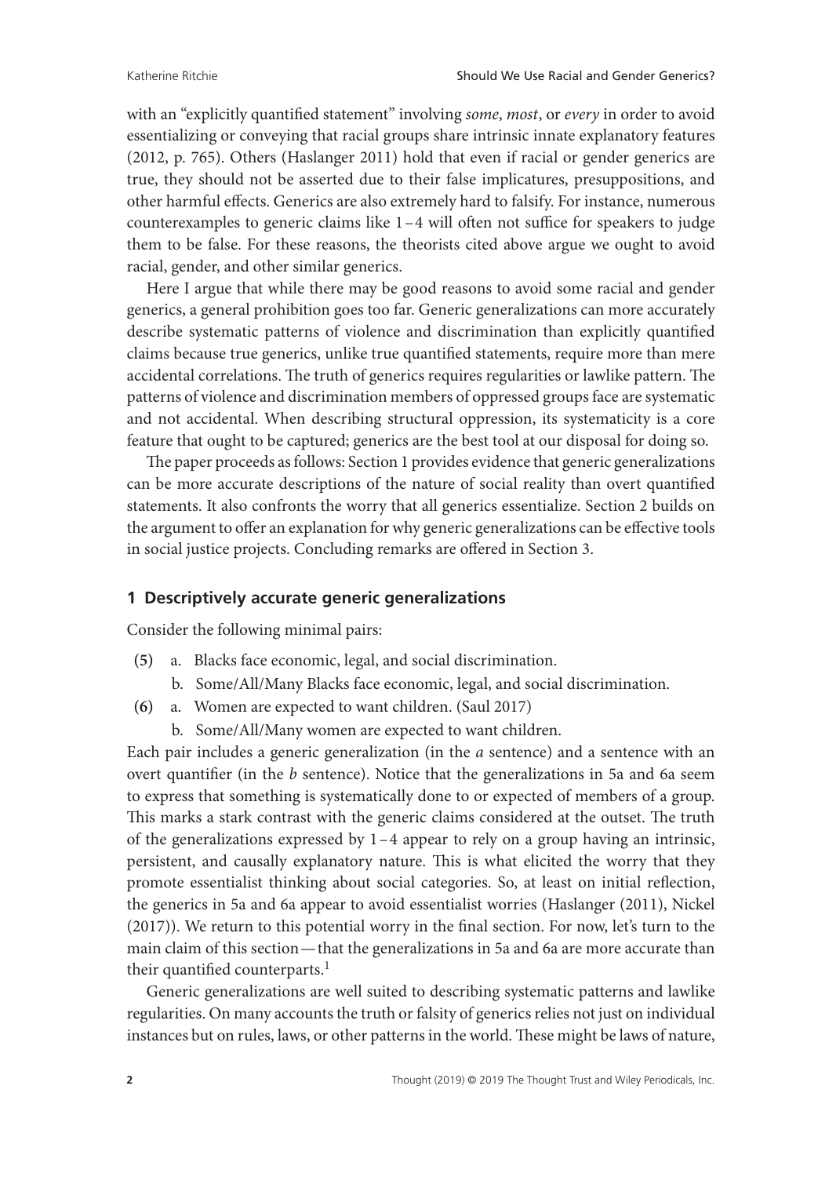with an "explicitly quantified statement" involving *some*, *most*, or *every* in order to avoid essentializing or conveying that racial groups share intrinsic innate explanatory features (2012, p. 765). Others (Haslanger 2011) hold that even if racial or gender generics are true, they should not be asserted due to their false implicatures, presuppositions, and other harmful effects. Generics are also extremely hard to falsify. For instance, numerous counterexamples to generic claims like 1–4 will often not suffice for speakers to judge them to be false. For these reasons, the theorists cited above argue we ought to avoid racial, gender, and other similar generics.

Here I argue that while there may be good reasons to avoid some racial and gender generics, a general prohibition goes too far. Generic generalizations can more accurately describe systematic patterns of violence and discrimination than explicitly quantified claims because true generics, unlike true quantified statements, require more than mere accidental correlations. The truth of generics requires regularities or lawlike pattern. The patterns of violence and discrimination members of oppressed groups face are systematic and not accidental. When describing structural oppression, its systematicity is a core feature that ought to be captured; generics are the best tool at our disposal for doing so.

The paper proceeds as follows: Section 1 provides evidence that generic generalizations can be more accurate descriptions of the nature of social reality than overt quantified statements. It also confronts the worry that all generics essentialize. Section 2 builds on the argument to offer an explanation for why generic generalizations can be effective tools in social justice projects. Concluding remarks are offered in Section 3.

## 1 Descriptively accurate generic generalizations

Consider the following minimal pairs:

(5) a. Blacks face economic, legal, and social discrimination.

b. Some/All/Many Blacks face economic, legal, and social discrimination.

(6) a. Women are expected to want children. (Saul 2017)

b. Some/All/Many women are expected to want children.

Each pair includes a generic generalization (in the *a* sentence) and a sentence with an overt quantifier (in the *b* sentence). Notice that the generalizations in 5a and 6a seem to express that something is systematically done to or expected of members of a group. This marks a stark contrast with the generic claims considered at the outset. The truth of the generalizations expressed by 1–4 appear to rely on a group having an intrinsic, persistent, and causally explanatory nature. This is what elicited the worry that they promote essentialist thinking about social categories. So, at least on initial reflection, the generics in 5a and 6a appear to avoid essentialist worries (Haslanger (2011), Nickel (2017)). We return to this potential worry in the final section. For now, let's turn to the main claim of this section—that the generalizations in 5a and 6a are more accurate than their quantified counterparts.[1]

Generic generalizations are well suited to describing systematic patterns and lawlike regularities. On many accounts the truth or falsity of generics relies not just on individual instances but on rules, laws, or other patterns in the world. These might be laws of nature,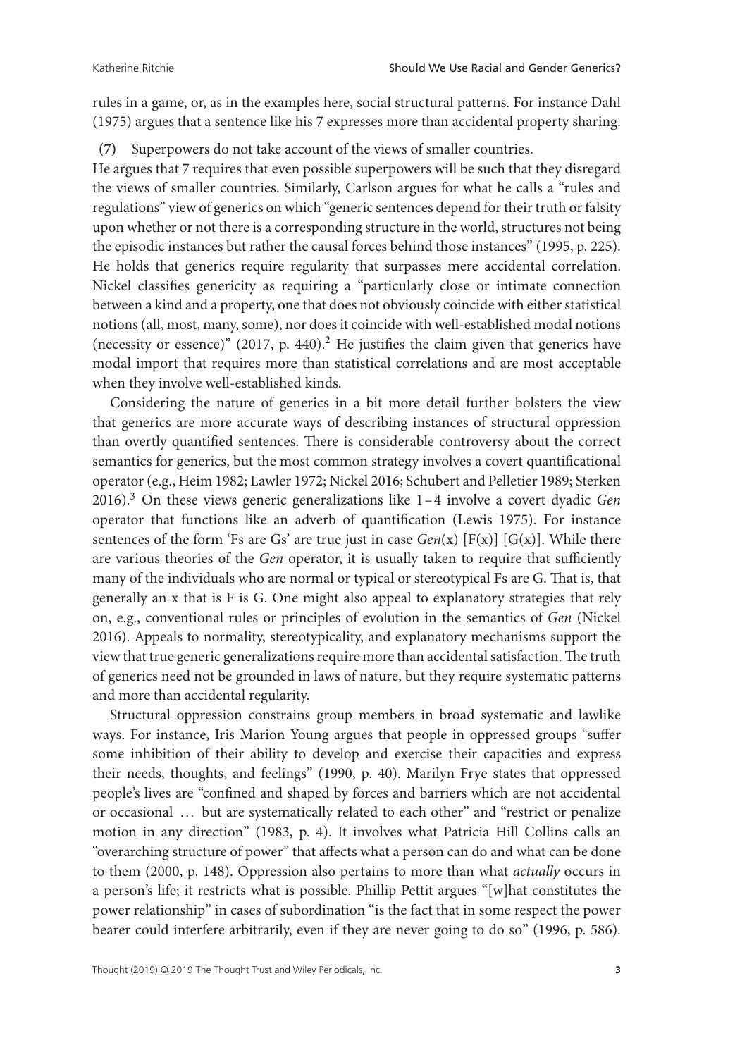rules in a game, or, as in the examples here, social structural patterns. For instance Dahl (1975) argues that a sentence like his 7 expresses more than accidental property sharing.

(7) Superpowers do not take account of the views of smaller countries.

He argues that 7 requires that even possible superpowers will be such that they disregard the views of smaller countries. Similarly, Carlson argues for what he calls a "rules and regulations" view of generics on which "generic sentences depend for their truth or falsity upon whether or not there is a corresponding structure in the world, structures not being the episodic instances but rather the causal forces behind those instances" (1995, p. 225). He holds that generics require regularity that surpasses mere accidental correlation. Nickel classifies genericity as requiring a "particularly close or intimate connection between a kind and a property, one that does not obviously coincide with either statistical notions (all, most, many, some), nor does it coincide with well-established modal notions (necessity or essence)" (2017, p. 440).[2] He justifies the claim given that generics have modal import that requires more than statistical correlations and are most acceptable when they involve well-established kinds.

Considering the nature of generics in a bit more detail further bolsters the view that generics are more accurate ways of describing instances of structural oppression than overtly quantified sentences. There is considerable controversy about the correct semantics for generics, but the most common strategy involves a covert quantificational operator (e.g., Heim 1982; Lawler 1972; Nickel 2016; Schubert and Pelletier 1989; Sterken 2016).[3] On these views generic generalizations like 1–4 involve a covert dyadic *Gen* operator that functions like an adverb of quantification (Lewis 1975). For instance sentences of the form 'Fs are Gs' are true just in case $Gen(x)$ $[F(x)]$ $[G(x)]$. While there are various theories of the *Gen* operator, it is usually taken to require that sufficiently many of the individuals who are normal or typical or stereotypical Fs are G. That is, that generally an x that is F is G. One might also appeal to explanatory strategies that rely on, e.g., conventional rules or principles of evolution in the semantics of *Gen* (Nickel 2016). Appeals to normality, stereotypicality, and explanatory mechanisms support the view that true generic generalizations require more than accidental satisfaction. The truth of generics need not be grounded in laws of nature, but they require systematic patterns and more than accidental regularity.

Structural oppression constrains group members in broad systematic and lawlike ways. For instance, Iris Marion Young argues that people in oppressed groups "suffer some inhibition of their ability to develop and exercise their capacities and express their needs, thoughts, and feelings" (1990, p. 40). Marilyn Frye states that oppressed people's lives are "confined and shaped by forces and barriers which are not accidental or occasional … but are systematically related to each other" and "restrict or penalize motion in any direction" (1983, p. 4). It involves what Patricia Hill Collins calls an "overarching structure of power" that affects what a person can do and what can be done to them (2000, p. 148). Oppression also pertains to more than what *actually* occurs in a person's life; it restricts what is possible. Phillip Pettit argues "[w]hat constitutes the power relationship" in cases of subordination "is the fact that in some respect the power bearer could interfere arbitrarily, even if they are never going to do so" (1996, p. 586).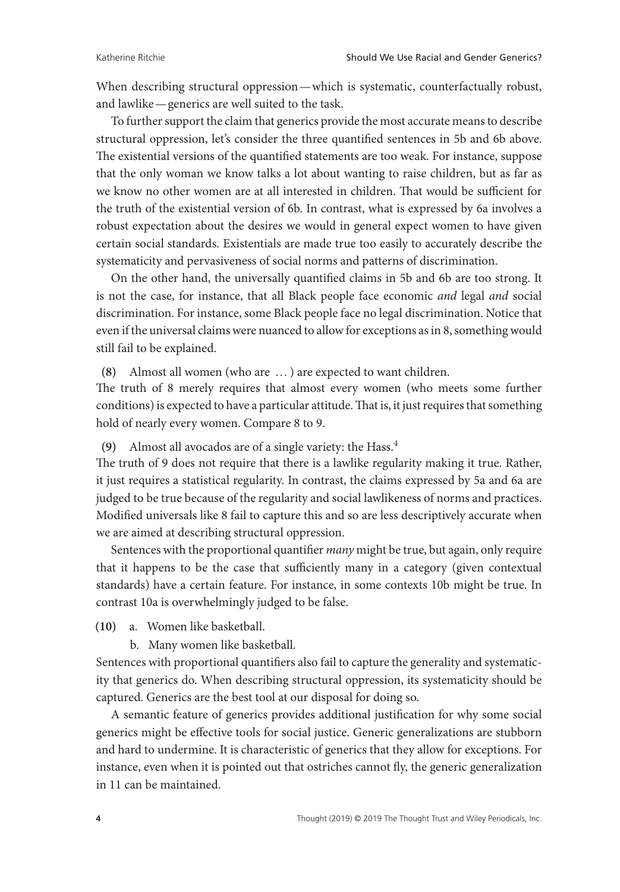When describing structural oppression—which is systematic, counterfactually robust, and lawlike—generics are well suited to the task.

To further support the claim that generics provide the most accurate means to describe structural oppression, let's consider the three quantified sentences in 5b and 6b above. The existential versions of the quantified statements are too weak. For instance, suppose that the only woman we know talks a lot about wanting to raise children, but as far as we know no other women are at all interested in children. That would be sufficient for the truth of the existential version of 6b. In contrast, what is expressed by 6a involves a robust expectation about the desires we would in general expect women to have given certain social standards. Existentials are made true too easily to accurately describe the systematicity and pervasiveness of social norms and patterns of discrimination.

On the other hand, the universally quantified claims in 5b and 6b are too strong. It is not the case, for instance, that all Black people face economic *and* legal *and* social discrimination. For instance, some Black people face no legal discrimination. Notice that even if the universal claims were nuanced to allow for exceptions as in 8, something would still fail to be explained.

**(8)** Almost all women (who are … ) are expected to want children.

The truth of 8 merely requires that almost every women (who meets some further conditions) is expected to have a particular attitude. That is, it just requires that something hold of nearly every women. Compare 8 to 9.

**(9)** Almost all avocados are of a single variety: the Hass.[4]

The truth of 9 does not require that there is a lawlike regularity making it true. Rather, it just requires a statistical regularity. In contrast, the claims expressed by 5a and 6a are judged to be true because of the regularity and social lawlikeness of norms and practices. Modified universals like 8 fail to capture this and so are less descriptively accurate when we are aimed at describing structural oppression.

Sentences with the proportional quantifier *many* might be true, but again, only require that it happens to be the case that sufficiently many in a category (given contextual standards) have a certain feature. For instance, in some contexts 10b might be true. In contrast 10a is overwhelmingly judged to be false.

**(10)** a. Women like basketball.

b. Many women like basketball.

Sentences with proportional quantifiers also fail to capture the generality and systematicity that generics do. When describing structural oppression, its systematicity should be captured. Generics are the best tool at our disposal for doing so.

A semantic feature of generics provides additional justification for why some social generics might be effective tools for social justice. Generic generalizations are stubborn and hard to undermine. It is characteristic of generics that they allow for exceptions. For instance, even when it is pointed out that ostriches cannot fly, the generic generalization in 11 can be maintained.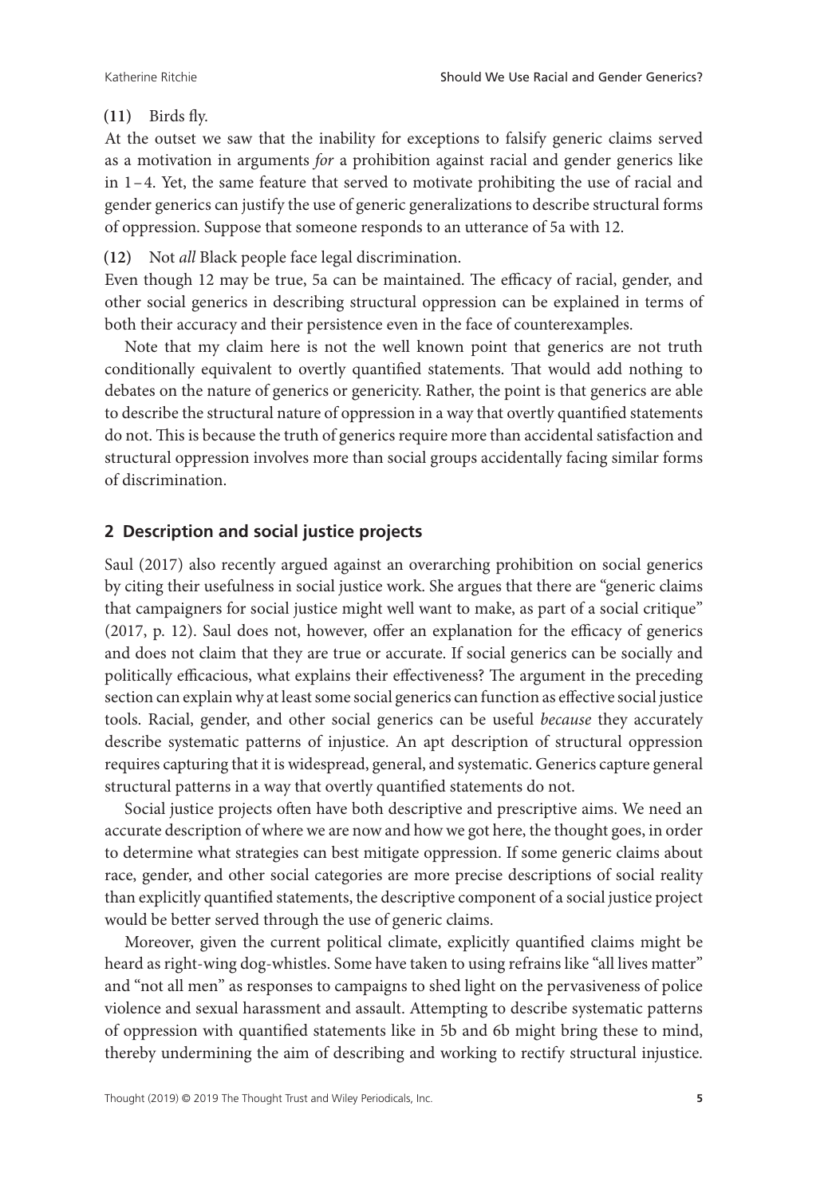**(11)** Birds fly.

At the outset we saw that the inability for exceptions to falsify generic claims served as a motivation in arguments *for* a prohibition against racial and gender generics like in 1–4. Yet, the same feature that served to motivate prohibiting the use of racial and gender generics can justify the use of generic generalizations to describe structural forms of oppression. Suppose that someone responds to an utterance of 5a with 12.

**(12)** Not *all* Black people face legal discrimination.

Even though 12 may be true, 5a can be maintained. The efficacy of racial, gender, and other social generics in describing structural oppression can be explained in terms of both their accuracy and their persistence even in the face of counterexamples.

Note that my claim here is not the well known point that generics are not truth conditionally equivalent to overtly quantified statements. That would add nothing to debates on the nature of generics or genericity. Rather, the point is that generics are able to describe the structural nature of oppression in a way that overtly quantified statements do not. This is because the truth of generics require more than accidental satisfaction and structural oppression involves more than social groups accidentally facing similar forms of discrimination.

## 2 Description and social justice projects

Saul (2017) also recently argued against an overarching prohibition on social generics by citing their usefulness in social justice work. She argues that there are "generic claims that campaigners for social justice might well want to make, as part of a social critique" (2017, p. 12). Saul does not, however, offer an explanation for the efficacy of generics and does not claim that they are true or accurate. If social generics can be socially and politically efficacious, what explains their effectiveness? The argument in the preceding section can explain why at least some social generics can function as effective social justice tools. Racial, gender, and other social generics can be useful *because* they accurately describe systematic patterns of injustice. An apt description of structural oppression requires capturing that it is widespread, general, and systematic. Generics capture general structural patterns in a way that overtly quantified statements do not.

Social justice projects often have both descriptive and prescriptive aims. We need an accurate description of where we are now and how we got here, the thought goes, in order to determine what strategies can best mitigate oppression. If some generic claims about race, gender, and other social categories are more precise descriptions of social reality than explicitly quantified statements, the descriptive component of a social justice project would be better served through the use of generic claims.

Moreover, given the current political climate, explicitly quantified claims might be heard as right-wing dog-whistles. Some have taken to using refrains like "all lives matter" and "not all men" as responses to campaigns to shed light on the pervasiveness of police violence and sexual harassment and assault. Attempting to describe systematic patterns of oppression with quantified statements like in 5b and 6b might bring these to mind, thereby undermining the aim of describing and working to rectify structural injustice.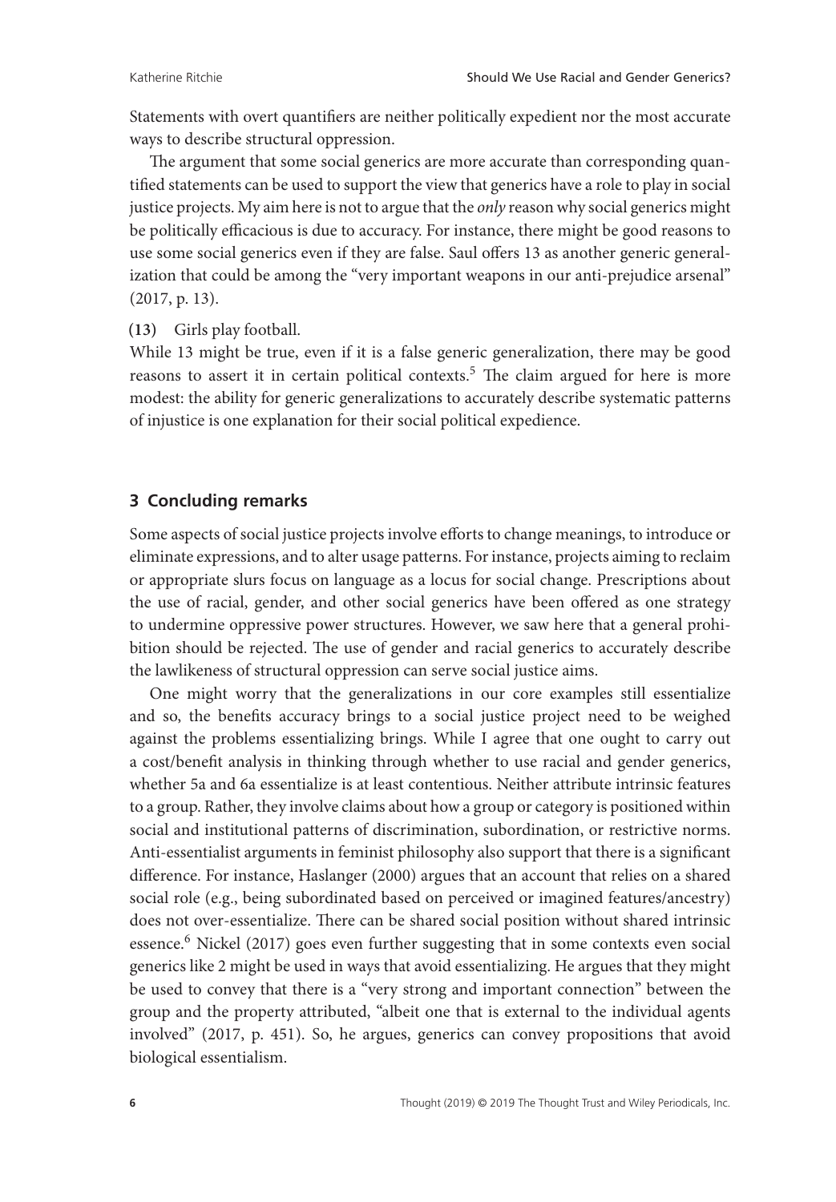Statements with overt quantifiers are neither politically expedient nor the most accurate ways to describe structural oppression.

The argument that some social generics are more accurate than corresponding quantified statements can be used to support the view that generics have a role to play in social justice projects. My aim here is not to argue that the *only* reason why social generics might be politically efficacious is due to accuracy. For instance, there might be good reasons to use some social generics even if they are false. Saul offers 13 as another generic generalization that could be among the "very important weapons in our anti-prejudice arsenal" (2017, p. 13).

**(13)** Girls play football.

While 13 might be true, even if it is a false generic generalization, there may be good reasons to assert it in certain political contexts.[5] The claim argued for here is more modest: the ability for generic generalizations to accurately describe systematic patterns of injustice is one explanation for their social political expedience.

## 3 Concluding remarks

Some aspects of social justice projects involve efforts to change meanings, to introduce or eliminate expressions, and to alter usage patterns. For instance, projects aiming to reclaim or appropriate slurs focus on language as a locus for social change. Prescriptions about the use of racial, gender, and other social generics have been offered as one strategy to undermine oppressive power structures. However, we saw here that a general prohibition should be rejected. The use of gender and racial generics to accurately describe the lawlikeness of structural oppression can serve social justice aims.

One might worry that the generalizations in our core examples still essentialize and so, the benefits accuracy brings to a social justice project need to be weighed against the problems essentializing brings. While I agree that one ought to carry out a cost/benefit analysis in thinking through whether to use racial and gender generics, whether 5a and 6a essentialize is at least contentious. Neither attribute intrinsic features to a group. Rather, they involve claims about how a group or category is positioned within social and institutional patterns of discrimination, subordination, or restrictive norms. Anti-essentialist arguments in feminist philosophy also support that there is a significant difference. For instance, Haslanger (2000) argues that an account that relies on a shared social role (e.g., being subordinated based on perceived or imagined features/ancestry) does not over-essentialize. There can be shared social position without shared intrinsic essence.[6] Nickel (2017) goes even further suggesting that in some contexts even social generics like 2 might be used in ways that avoid essentializing. He argues that they might be used to convey that there is a "very strong and important connection" between the group and the property attributed, "albeit one that is external to the individual agents involved" (2017, p. 451). So, he argues, generics can convey propositions that avoid biological essentialism.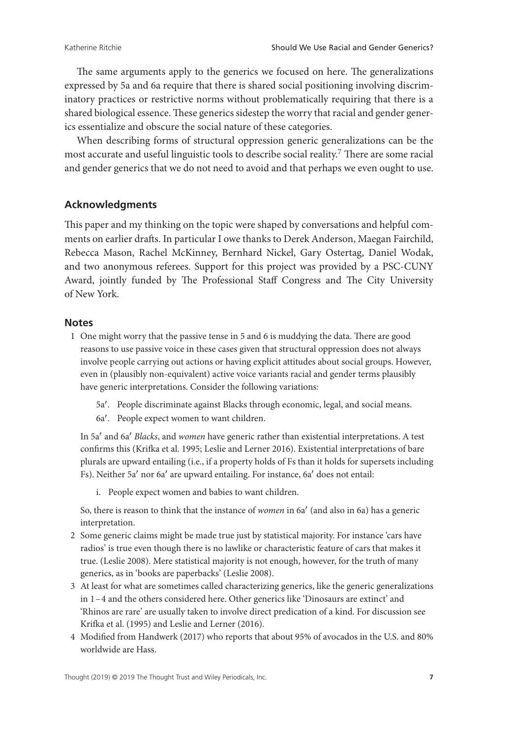The same arguments apply to the generics we focused on here. The generalizations expressed by 5a and 6a require that there is shared social positioning involving discriminatory practices or restrictive norms without problematically requiring that there is a shared biological essence. These generics sidestep the worry that racial and gender generics essentialize and obscure the social nature of these categories.

When describing forms of structural oppression generic generalizations can be the most accurate and useful linguistic tools to describe social reality.[7] There are some racial and gender generics that we do not need to avoid and that perhaps we even ought to use.

## Acknowledgments

This paper and my thinking on the topic were shaped by conversations and helpful comments on earlier drafts. In particular I owe thanks to Derek Anderson, Maegan Fairchild, Rebecca Mason, Rachel McKinney, Bernhard Nickel, Gary Ostertag, Daniel Wodak, and two anonymous referees. Support for this project was provided by a PSC-CUNY Award, jointly funded by The Professional Staff Congress and The City University of New York.

## Notes

1 One might worry that the passive tense in 5 and 6 is muddying the data. There are good reasons to use passive voice in these cases given that structural oppression does not always involve people carrying out actions or having explicit attitudes about social groups. However, even in (plausibly non-equivalent) active voice variants racial and gender terms plausibly have generic interpretations. Consider the following variations:

  5a′. People discriminate against Blacks through economic, legal, and social means.
  
  6a′. People expect women to want children.

  In 5a′ and 6a′ *Blacks*, and *women* have generic rather than existential interpretations. A test confirms this (Krifka et al. 1995; Leslie and Lerner 2016). Existential interpretations of bare plurals are upward entailing (i.e., if a property holds of Fs than it holds for supersets including Fs). Neither 5a′ nor 6a′ are upward entailing. For instance, 6a′ does not entail:

  i. People expect women and babies to want children.

  So, there is reason to think that the instance of *women* in 6a′ (and also in 6a) has a generic interpretation.

2 Some generic claims might be made true just by statistical majority. For instance 'cars have radios' is true even though there is no lawlike or characteristic feature of cars that makes it true. (Leslie 2008). Mere statistical majority is not enough, however, for the truth of many generics, as in 'books are paperbacks' (Leslie 2008).

3 At least for what are sometimes called characterizing generics, like the generic generalizations in 1–4 and the others considered here. Other generics like 'Dinosaurs are extinct' and 'Rhinos are rare' are usually taken to involve direct predication of a kind. For discussion see Krifka et al. (1995) and Leslie and Lerner (2016).

4 Modified from Handwerk (2017) who reports that about 95% of avocados in the U.S. and 80% worldwide are Hass.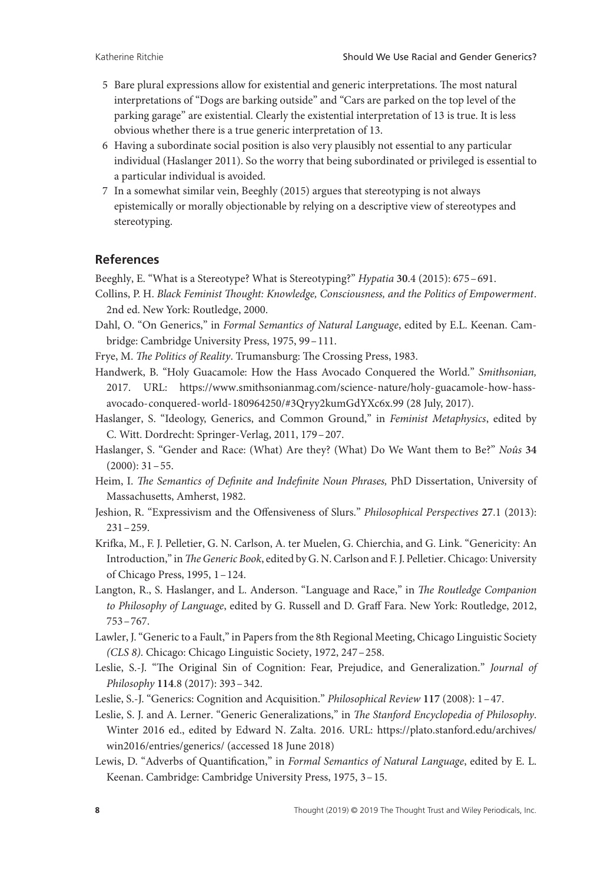5 Bare plural expressions allow for existential and generic interpretations. The most natural interpretations of "Dogs are barking outside" and "Cars are parked on the top level of the parking garage" are existential. Clearly the existential interpretation of 13 is true. It is less obvious whether there is a true generic interpretation of 13.

6 Having a subordinate social position is also very plausibly not essential to any particular individual (Haslanger 2011). So the worry that being subordinated or privileged is essential to a particular individual is avoided.

7 In a somewhat similar vein, Beeghly (2015) argues that stereotyping is not always epistemically or morally objectionable by relying on a descriptive view of stereotypes and stereotyping.

## References

Beeghly, E. "What is a Stereotype? What is Stereotyping?" *Hypatia* **30**.4 (2015): 675 – 691.

Collins, P. H. *Black Feminist Thought: Knowledge, Consciousness, and the Politics of Empowerment*. 2nd ed. New York: Routledge, 2000.

Dahl, O. "On Generics," in *Formal Semantics of Natural Language*, edited by E.L. Keenan. Cambridge: Cambridge University Press, 1975, 99 – 111.

Frye, M. *The Politics of Reality*. Trumansburg: The Crossing Press, 1983.

Handwerk, B. "Holy Guacamole: How the Hass Avocado Conquered the World." *Smithsonian,* 2017. URL: https://www.smithsonianmag.com/science-nature/holy-guacamole-how-hass-avocado-conquered-world-180964250/#3Qryy2kumGdYXc6x.99 (28 July, 2017).

Haslanger, S. "Ideology, Generics, and Common Ground," in *Feminist Metaphysics*, edited by C. Witt. Dordrecht: Springer-Verlag, 2011, 179 – 207.

Haslanger, S. "Gender and Race: (What) Are they? (What) Do We Want them to Be?" *Noûs* **34** (2000): 31 – 55.

Heim, I. *The Semantics of Definite and Indefinite Noun Phrases,* PhD Dissertation, University of Massachusetts, Amherst, 1982.

Jeshion, R. "Expressivism and the Offensiveness of Slurs." *Philosophical Perspectives* **27**.1 (2013): 231 – 259.

Krifka, M., F. J. Pelletier, G. N. Carlson, A. ter Muelen, G. Chierchia, and G. Link. "Genericity: An Introduction," in *The Generic Book*, edited by G. N. Carlson and F. J. Pelletier. Chicago: University of Chicago Press, 1995, 1 – 124.

Langton, R., S. Haslanger, and L. Anderson. "Language and Race," in *The Routledge Companion to Philosophy of Language*, edited by G. Russell and D. Graff Fara. New York: Routledge, 2012, 753 – 767.

Lawler, J. "Generic to a Fault," in Papers from the 8th Regional Meeting, Chicago Linguistic Society *(CLS 8)*. Chicago: Chicago Linguistic Society, 1972, 247 – 258.

Leslie, S.-J. "The Original Sin of Cognition: Fear, Prejudice, and Generalization." *Journal of Philosophy* **114**.8 (2017): 393 – 342.

Leslie, S.-J. "Generics: Cognition and Acquisition." *Philosophical Review* **117** (2008): 1 – 47.

Leslie, S. J. and A. Lerner. "Generic Generalizations," in *The Stanford Encyclopedia of Philosophy*. Winter 2016 ed., edited by Edward N. Zalta. 2016. URL: https://plato.stanford.edu/archives/win2016/entries/generics/ (accessed 18 June 2018)

Lewis, D. "Adverbs of Quantification," in *Formal Semantics of Natural Language*, edited by E. L. Keenan. Cambridge: Cambridge University Press, 1975, 3 – 15.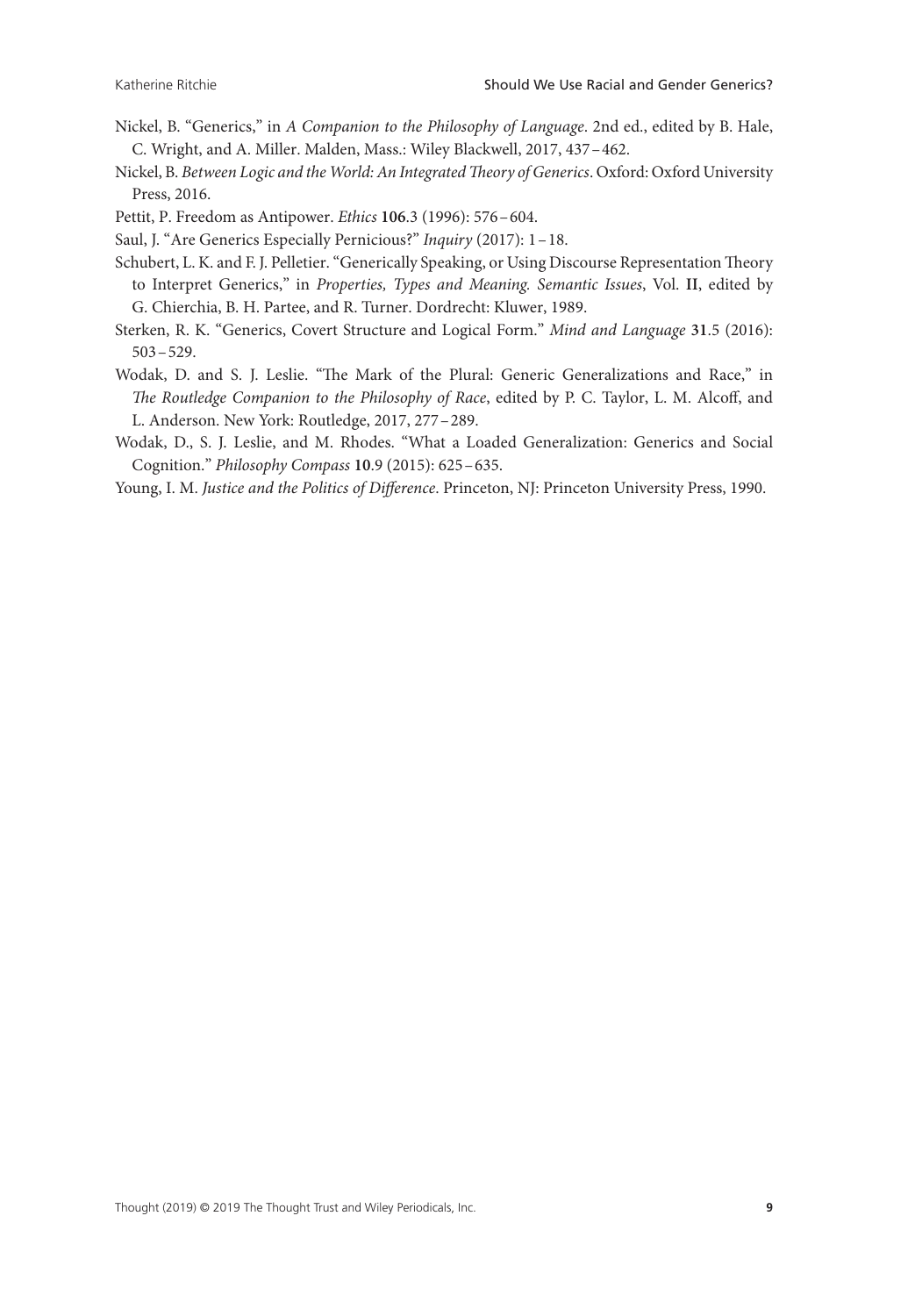Nickel, B. "Generics," in *A Companion to the Philosophy of Language*. 2nd ed., edited by B. Hale, C. Wright, and A. Miller. Malden, Mass.: Wiley Blackwell, 2017, 437 – 462.

Nickel, B. *Between Logic and the World: An Integrated Theory of Generics*. Oxford: Oxford University Press, 2016.

Pettit, P. Freedom as Antipower. *Ethics* **106**.3 (1996): 576 – 604.

Saul, J. "Are Generics Especially Pernicious?" *Inquiry* (2017): 1 – 18.

Schubert, L. K. and F. J. Pelletier. "Generically Speaking, or Using Discourse Representation Theory to Interpret Generics," in *Properties, Types and Meaning. Semantic Issues*, Vol. **II**, edited by G. Chierchia, B. H. Partee, and R. Turner. Dordrecht: Kluwer, 1989.

Sterken, R. K. "Generics, Covert Structure and Logical Form." *Mind and Language* **31**.5 (2016): 503 – 529.

Wodak, D. and S. J. Leslie. "The Mark of the Plural: Generic Generalizations and Race," in *The Routledge Companion to the Philosophy of Race*, edited by P. C. Taylor, L. M. Alcoff, and L. Anderson. New York: Routledge, 2017, 277 – 289.

Wodak, D., S. J. Leslie, and M. Rhodes. "What a Loaded Generalization: Generics and Social Cognition." *Philosophy Compass* **10**.9 (2015): 625 – 635.

Young, I. M. *Justice and the Politics of Difference*. Princeton, NJ: Princeton University Press, 1990.